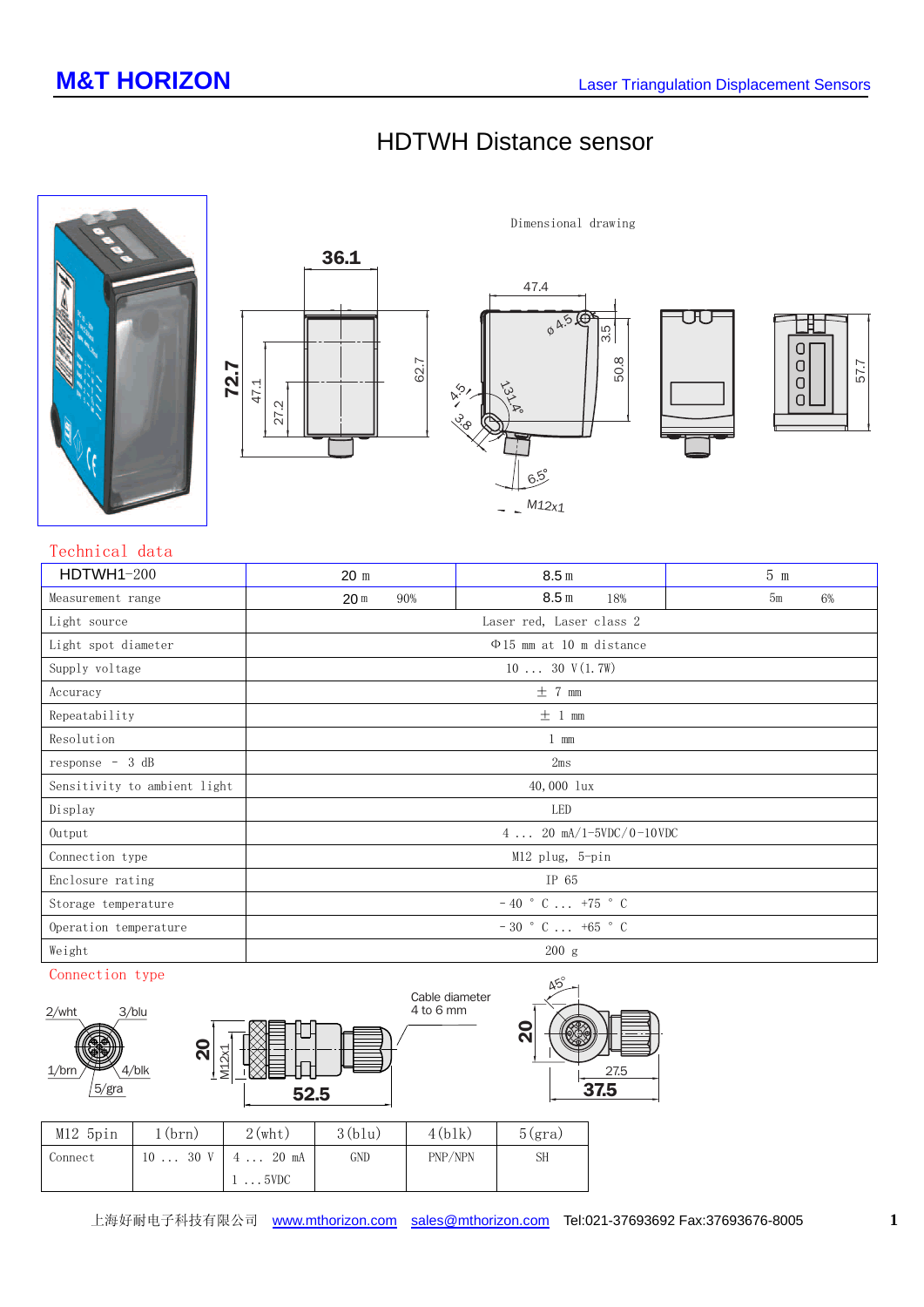# HDTWH Distance sensor

Dimensional drawing

## Technical data

| HDTWH1-200 | 20 m | 8.5 m | 5 m |
|---|---|---|---|
| Measurement range | 20 m 90% | 8.5 m 18% | 5m 6% |
| Light source | Laser red, Laser class 2 | | |
| Light spot diameter | Φ15 mm at 10 m distance | | |
| Supply voltage | 10 ... 30 V(1.7W) | | |
| Accuracy | ± 7 mm | | |
| Repeatability | ± 1 mm | | |
| Resolution | 1 mm | | |
| response - 3 dB | 2ms | | |
| Sensitivity to ambient light | 40,000 lux | | |
| Display | LED | | |
| Output | 4 ... 20 mA/1-5VDC/0-10VDC | | |
| Connection type | M12 plug, 5-pin | | |
| Enclosure rating | IP 65 | | |
| Storage temperature | -40 ° C ... +75 ° C | | |
| Operation temperature | -30 ° C ... +65 ° C | | |
| Weight | 200 g | | |

## Connection type

2/wht 3/blu 1/brn 4/blk 5/gra

Cable diameter 4 to 6 mm

| M12 5pin | 1(brn) | 2(wht) | 3(blu) | 4(blk) | 5(gra) |
|---|---|---|---|---|---|
| Connect | 10 ... 30 V | 4 ... 20 mA<br>1 ...5VDC | GND | PNP/NPN | SH |

上海好耐电子科技有限公司 www.mthorizon.com sales@mthorizon.com Tel:021-37693692 Fax:37693676-8005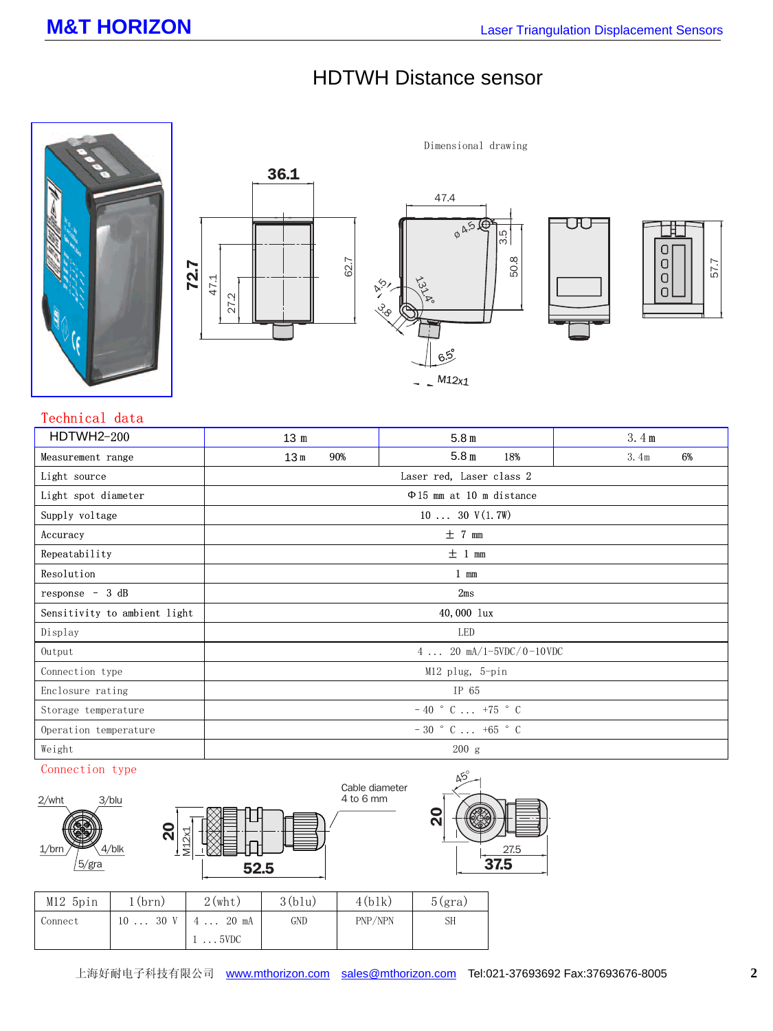# HDTWH Distance sensor

Dimensional drawing

36.1

47.4

72.7

47.1

27.2

62.7

ø4.5

3.5

50.8

4.5

131.4°

3.8

6.5°

M12x1

57.7

## Technical data

| HDTWH2-200 | 13 m | 5.8 m | 3.4m |
|---|---|---|---|
| Measurement range | 13 m 90% | 5.8 m 18% | 3.4m 6% |
| Light source | Laser red, Laser class 2 | | |
| Light spot diameter | Φ15 mm at 10 m distance | | |
| Supply voltage | 10 ... 30 V(1.7W) | | |
| Accuracy | ± 7 mm | | |
| Repeatability | ± 1 mm | | |
| Resolution | 1 mm | | |
| response - 3 dB | 2ms | | |
| Sensitivity to ambient light | 40,000 lux | | |
| Display | LED | | |
| Output | 4 ... 20 mA/1-5VDC/0-10VDC | | |
| Connection type | M12 plug, 5-pin | | |
| Enclosure rating | IP 65 | | |
| Storage temperature | -40 °C ... +75 °C | | |
| Operation temperature | -30 °C ... +65 °C | | |
| Weight | 200 g | | |

## Connection type

2/wht 3/blu 1/brn 4/blk 5/gra

20

M12x1

52.5

Cable diameter
4 to 6 mm

45°

20

27.5

37.5

| M12 5pin | 1(brn) | 2(wht) | 3(blu) | 4(blk) | 5(gra) |
|---|---|---|---|---|---|
| Connect | 10 ... 30 V | 4 ... 20 mA<br>1 ...5VDC | GND | PNP/NPN | SH |

上海好耐电子科技有限公司 www.mthorizon.com sales@mthorizon.com Tel:021-37693692 Fax:37693676-8005